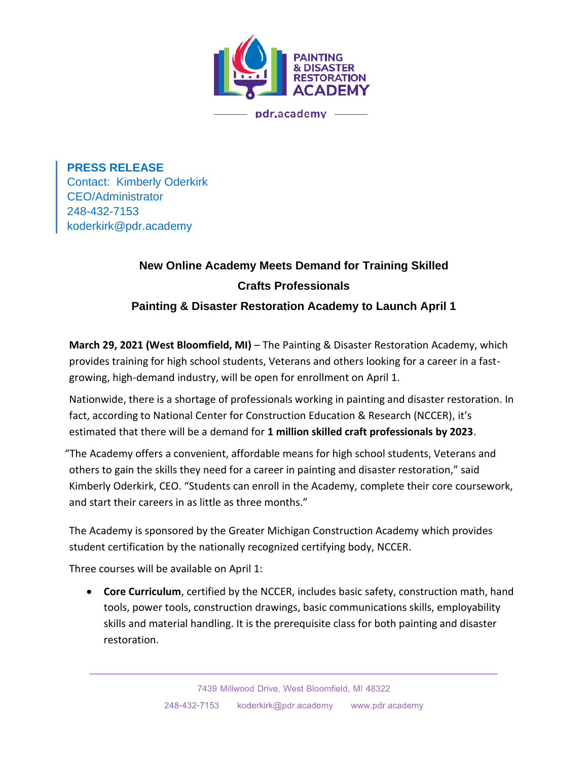PAINTING & DISASTER RESTORATION ACADEMY

pdr.academy

**PRESS RELEASE**
Contact: Kimberly Oderkirk
CEO/Administrator
248-432-7153
koderkirk@pdr.academy

## New Online Academy Meets Demand for Training Skilled Crafts Professionals

### Painting & Disaster Restoration Academy to Launch April 1

**March 29, 2021 (West Bloomfield, MI)** – The Painting & Disaster Restoration Academy, which provides training for high school students, Veterans and others looking for a career in a fast-growing, high-demand industry, will be open for enrollment on April 1.

Nationwide, there is a shortage of professionals working in painting and disaster restoration. In fact, according to National Center for Construction Education & Research (NCCER), it's estimated that there will be a demand for **1 million skilled craft professionals by 2023**.

"The Academy offers a convenient, affordable means for high school students, Veterans and others to gain the skills they need for a career in painting and disaster restoration," said Kimberly Oderkirk, CEO. "Students can enroll in the Academy, complete their core coursework, and start their careers in as little as three months."

The Academy is sponsored by the Greater Michigan Construction Academy which provides student certification by the nationally recognized certifying body, NCCER.

Three courses will be available on April 1:

- **Core Curriculum**, certified by the NCCER, includes basic safety, construction math, hand tools, power tools, construction drawings, basic communications skills, employability skills and material handling. It is the prerequisite class for both painting and disaster restoration.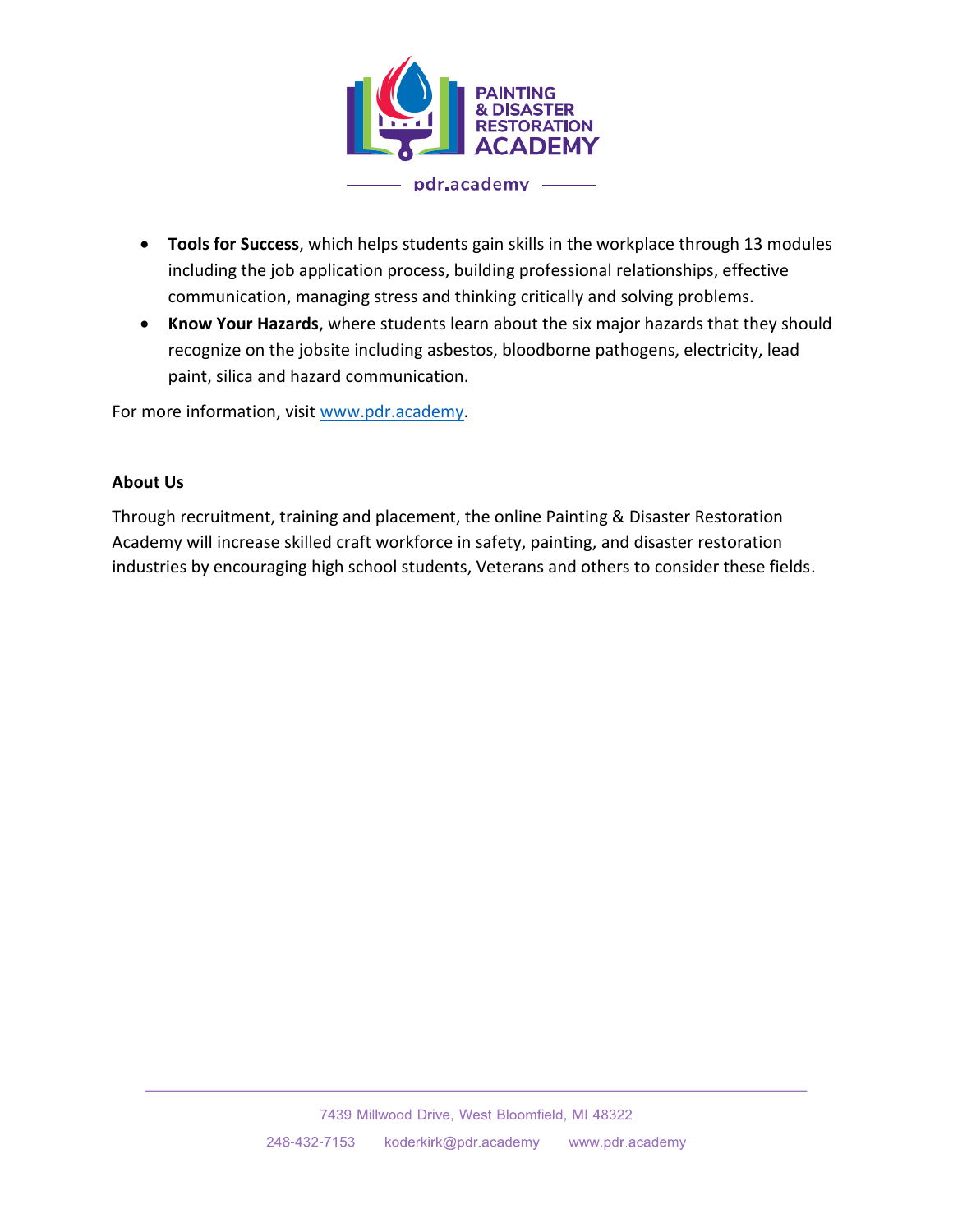- **Tools for Success**, which helps students gain skills in the workplace through 13 modules including the job application process, building professional relationships, effective communication, managing stress and thinking critically and solving problems.
- **Know Your Hazards**, where students learn about the six major hazards that they should recognize on the jobsite including asbestos, bloodborne pathogens, electricity, lead paint, silica and hazard communication.

For more information, visit www.pdr.academy.

**About Us**

Through recruitment, training and placement, the online Painting & Disaster Restoration Academy will increase skilled craft workforce in safety, painting, and disaster restoration industries by encouraging high school students, Veterans and others to consider these fields.